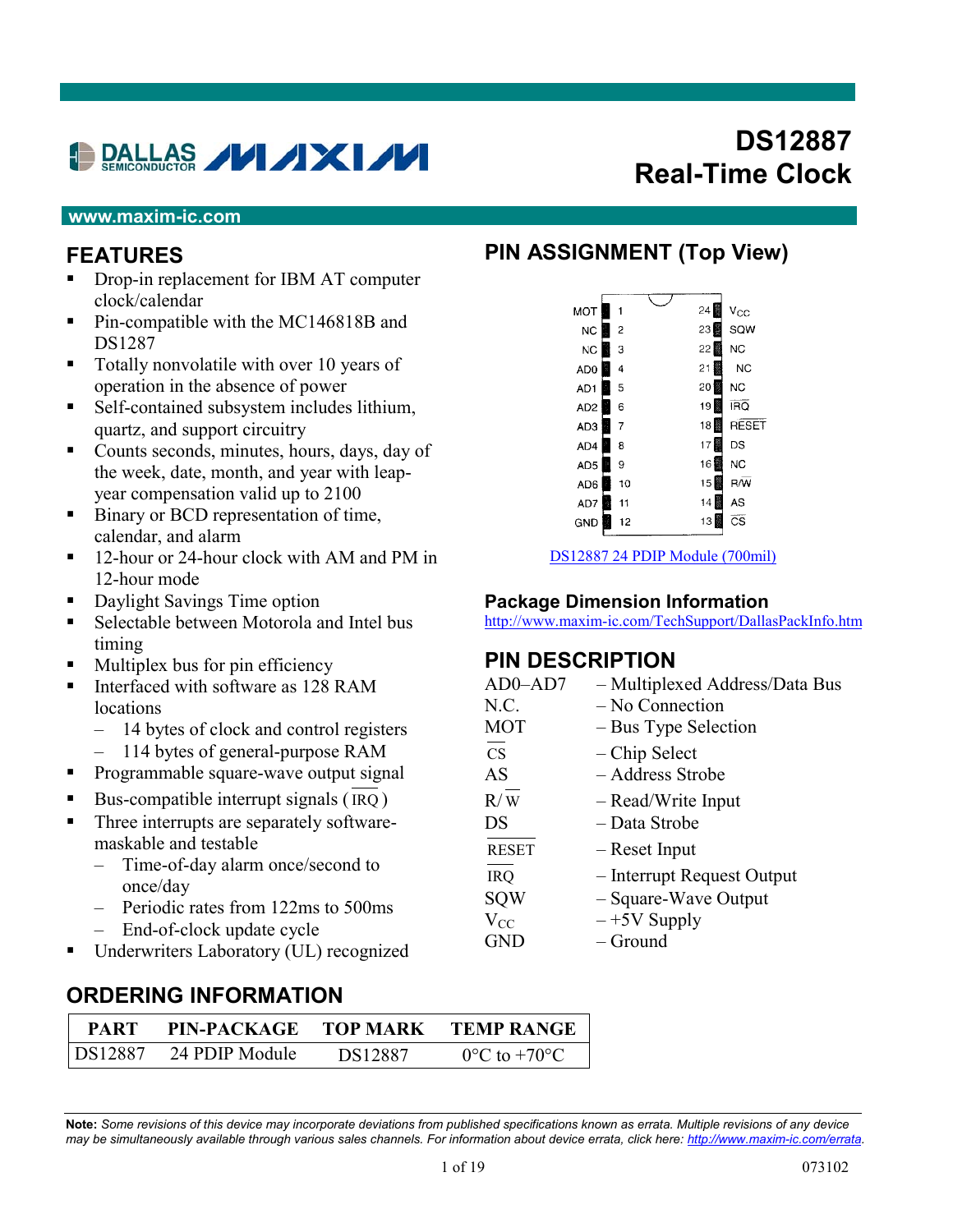# DS12887 Real-Time Clock

www.maxim-ic.com

## FEATURES

- Drop-in replacement for IBM AT computer clock/calendar
- Pin-compatible with the MC146818B and DS1287
- Totally nonvolatile with over 10 years of operation in the absence of power
- Self-contained subsystem includes lithium, quartz, and support circuitry
- Counts seconds, minutes, hours, days, day of the week, date, month, and year with leap-year compensation valid up to 2100
- Binary or BCD representation of time, calendar, and alarm
- 12-hour or 24-hour clock with AM and PM in 12-hour mode
- Daylight Savings Time option
- Selectable between Motorola and Intel bus timing
- Multiplex bus for pin efficiency
- Interfaced with software as 128 RAM locations
  - 14 bytes of clock and control registers
  - 114 bytes of general-purpose RAM
- Programmable square-wave output signal
- Bus-compatible interrupt signals ($\overline{\text{IRQ}}$)
- Three interrupts are separately software-maskable and testable
  - Time-of-day alarm once/second to once/day
  - Periodic rates from 122ms to 500ms
  - End-of-clock update cycle
- Underwriters Laboratory (UL) recognized

## PIN ASSIGNMENT (Top View)

| Pin | Name | Pin | Name |
|---|---|---|---|
| 1 | MOT | 24 | $V_{CC}$ |
| 2 | NC | 23 | SQW |
| 3 | NC | 22 | NC |
| 4 | AD0 | 21 | NC |
| 5 | AD1 | 20 | NC |
| 6 | AD2 | 19 | $\overline{\text{IRQ}}$ |
| 7 | AD3 | 18 | $\overline{\text{RESET}}$ |
| 8 | AD4 | 17 | DS |
| 9 | AD5 | 16 | NC |
| 10 | AD6 | 15 | R/$\overline{\text{W}}$ |
| 11 | AD7 | 14 | AS |
| 12 | GND | 13 | $\overline{\text{CS}}$ |

DS12887 24 PDIP Module (700mil)

### Package Dimension Information

http://www.maxim-ic.com/TechSupport/DallasPackInfo.htm

## PIN DESCRIPTION

| | |
|---|---|
| AD0–AD7 | – Multiplexed Address/Data Bus |
| N.C. | – No Connection |
| MOT | – Bus Type Selection |
| $\overline{\text{CS}}$ | – Chip Select |
| AS | – Address Strobe |
| R/$\overline{\text{W}}$ | – Read/Write Input |
| DS | – Data Strobe |
| $\overline{\text{RESET}}$ | – Reset Input |
| $\overline{\text{IRQ}}$ | – Interrupt Request Output |
| SQW | – Square-Wave Output |
| $V_{CC}$ | – +5V Supply |
| GND | – Ground |

## ORDERING INFORMATION

| PART | PIN-PACKAGE | TOP MARK | TEMP RANGE |
|---|---|---|---|
| DS12887 | 24 PDIP Module | DS12887 | 0°C to +70°C |

**Note:** *Some revisions of this device may incorporate deviations from published specifications known as errata. Multiple revisions of any device may be simultaneously available through various sales channels. For information about device errata, click here:* http://www.maxim-ic.com/errata.

073102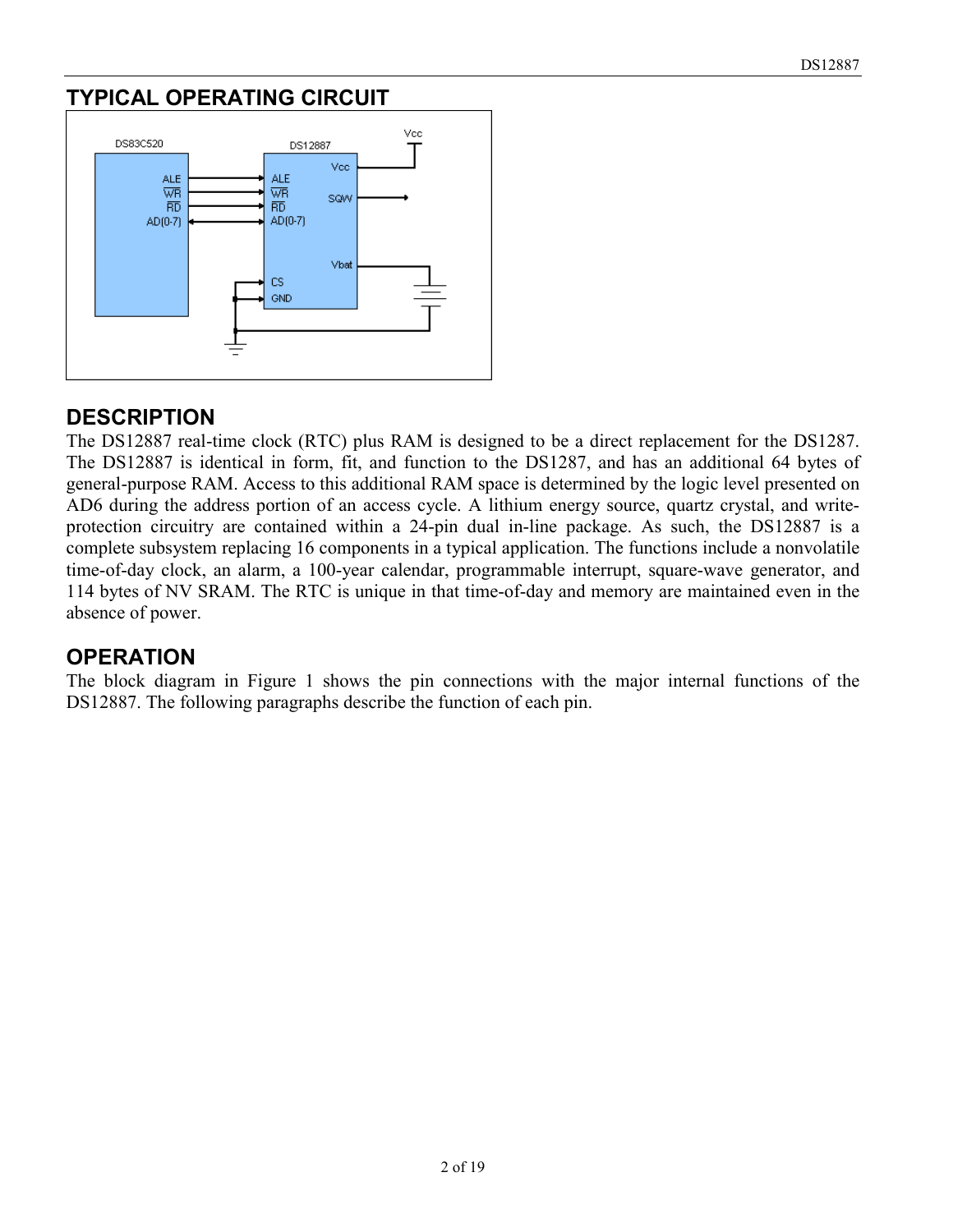## TYPICAL OPERATING CIRCUIT

## DESCRIPTION

The DS12887 real-time clock (RTC) plus RAM is designed to be a direct replacement for the DS1287. The DS12887 is identical in form, fit, and function to the DS1287, and has an additional 64 bytes of general-purpose RAM. Access to this additional RAM space is determined by the logic level presented on AD6 during the address portion of an access cycle. A lithium energy source, quartz crystal, and write-protection circuitry are contained within a 24-pin dual in-line package. As such, the DS12887 is a complete subsystem replacing 16 components in a typical application. The functions include a nonvolatile time-of-day clock, an alarm, a 100-year calendar, programmable interrupt, square-wave generator, and 114 bytes of NV SRAM. The RTC is unique in that time-of-day and memory are maintained even in the absence of power.

## OPERATION

The block diagram in Figure 1 shows the pin connections with the major internal functions of the DS12887. The following paragraphs describe the function of each pin.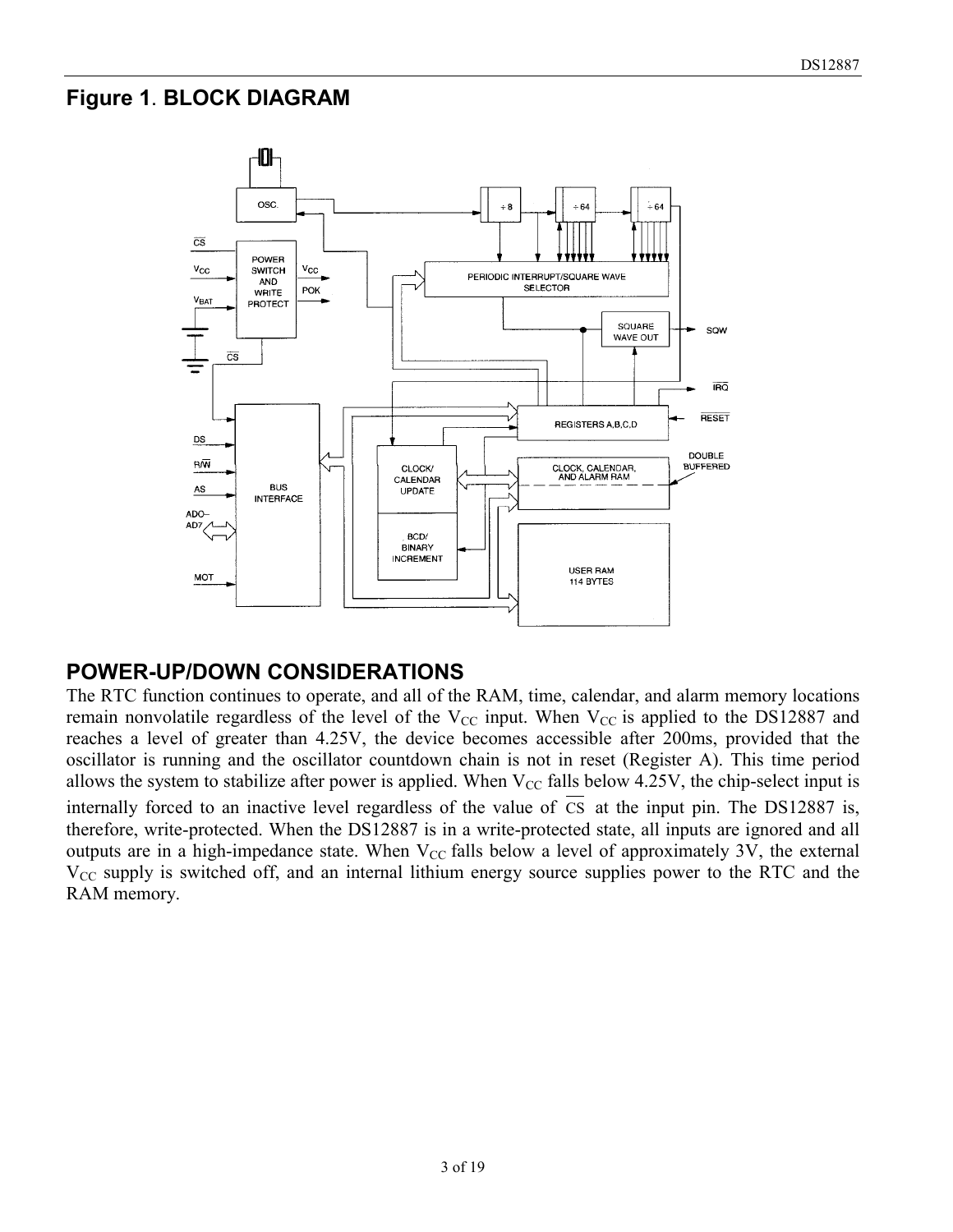## Figure 1. BLOCK DIAGRAM

## POWER-UP/DOWN CONSIDERATIONS

The RTC function continues to operate, and all of the RAM, time, calendar, and alarm memory locations remain nonvolatile regardless of the level of the $V_{CC}$ input. When $V_{CC}$ is applied to the DS12887 and reaches a level of greater than 4.25V, the device becomes accessible after 200ms, provided that the oscillator is running and the oscillator countdown chain is not in reset (Register A). This time period allows the system to stabilize after power is applied. When $V_{CC}$ falls below 4.25V, the chip-select input is internally forced to an inactive level regardless of the value of $\overline{CS}$ at the input pin. The DS12887 is, therefore, write-protected. When the DS12887 is in a write-protected state, all inputs are ignored and all outputs are in a high-impedance state. When $V_{CC}$ falls below a level of approximately 3V, the external $V_{CC}$ supply is switched off, and an internal lithium energy source supplies power to the RTC and the RAM memory.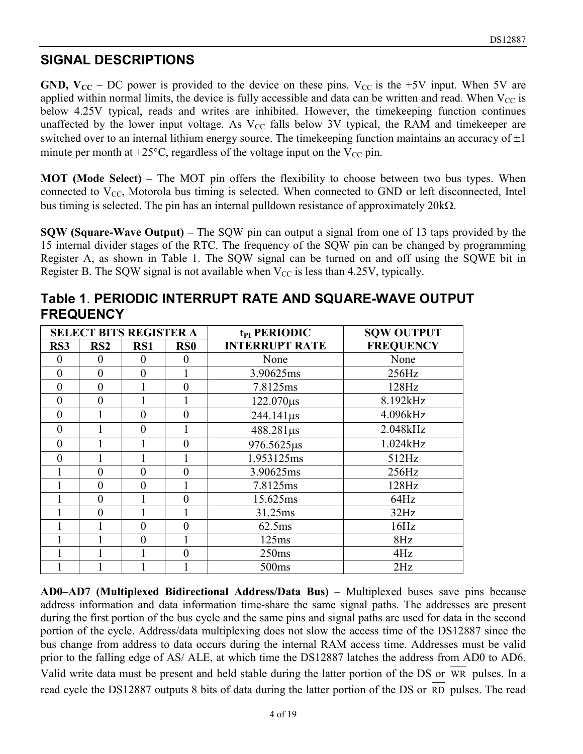## SIGNAL DESCRIPTIONS

**GND, $V_{CC}$** – DC power is provided to the device on these pins. $V_{CC}$ is the +5V input. When 5V are applied within normal limits, the device is fully accessible and data can be written and read. When $V_{CC}$ is below 4.25V typical, reads and writes are inhibited. However, the timekeeping function continues unaffected by the lower input voltage. As $V_{CC}$ falls below 3V typical, the RAM and timekeeper are switched over to an internal lithium energy source. The timekeeping function maintains an accuracy of ±1 minute per month at +25°C, regardless of the voltage input on the $V_{CC}$ pin.

**MOT (Mode Select) –** The MOT pin offers the flexibility to choose between two bus types. When connected to $V_{CC}$, Motorola bus timing is selected. When connected to GND or left disconnected, Intel bus timing is selected. The pin has an internal pulldown resistance of approximately 20kΩ.

**SQW (Square-Wave Output) –** The SQW pin can output a signal from one of 13 taps provided by the 15 internal divider stages of the RTC. The frequency of the SQW pin can be changed by programming Register A, as shown in Table 1. The SQW signal can be turned on and off using the SQWE bit in Register B. The SQW signal is not available when $V_{CC}$ is less than 4.25V, typically.

## Table 1. PERIODIC INTERRUPT RATE AND SQUARE-WAVE OUTPUT FREQUENCY

| SELECT BITS REGISTER A | | | | $t_{PI}$ PERIODIC INTERRUPT RATE | SQW OUTPUT FREQUENCY |
|---|---|---|---|---|---|
| RS3 | RS2 | RS1 | RS0 | | |
| 0 | 0 | 0 | 0 | None | None |
| 0 | 0 | 0 | 1 | 3.90625ms | 256Hz |
| 0 | 0 | 1 | 0 | 7.8125ms | 128Hz |
| 0 | 0 | 1 | 1 | 122.070µs | 8.192kHz |
| 0 | 1 | 0 | 0 | 244.141µs | 4.096kHz |
| 0 | 1 | 0 | 1 | 488.281µs | 2.048kHz |
| 0 | 1 | 1 | 0 | 976.5625µs | 1.024kHz |
| 0 | 1 | 1 | 1 | 1.953125ms | 512Hz |
| 1 | 0 | 0 | 0 | 3.90625ms | 256Hz |
| 1 | 0 | 0 | 1 | 7.8125ms | 128Hz |
| 1 | 0 | 1 | 0 | 15.625ms | 64Hz |
| 1 | 0 | 1 | 1 | 31.25ms | 32Hz |
| 1 | 1 | 0 | 0 | 62.5ms | 16Hz |
| 1 | 1 | 0 | 1 | 125ms | 8Hz |
| 1 | 1 | 1 | 0 | 250ms | 4Hz |
| 1 | 1 | 1 | 1 | 500ms | 2Hz |

**AD0–AD7 (Multiplexed Bidirectional Address/Data Bus)** – Multiplexed buses save pins because address information and data information time-share the same signal paths. The addresses are present during the first portion of the bus cycle and the same pins and signal paths are used for data in the second portion of the cycle. Address/data multiplexing does not slow the access time of the DS12887 since the bus change from address to data occurs during the internal RAM access time. Addresses must be valid prior to the falling edge of AS/ ALE, at which time the DS12887 latches the address from AD0 to AD6. Valid write data must be present and held stable during the latter portion of the DS or $\overline{WR}$ pulses. In a read cycle the DS12887 outputs 8 bits of data during the latter portion of the DS or $\overline{RD}$ pulses. The read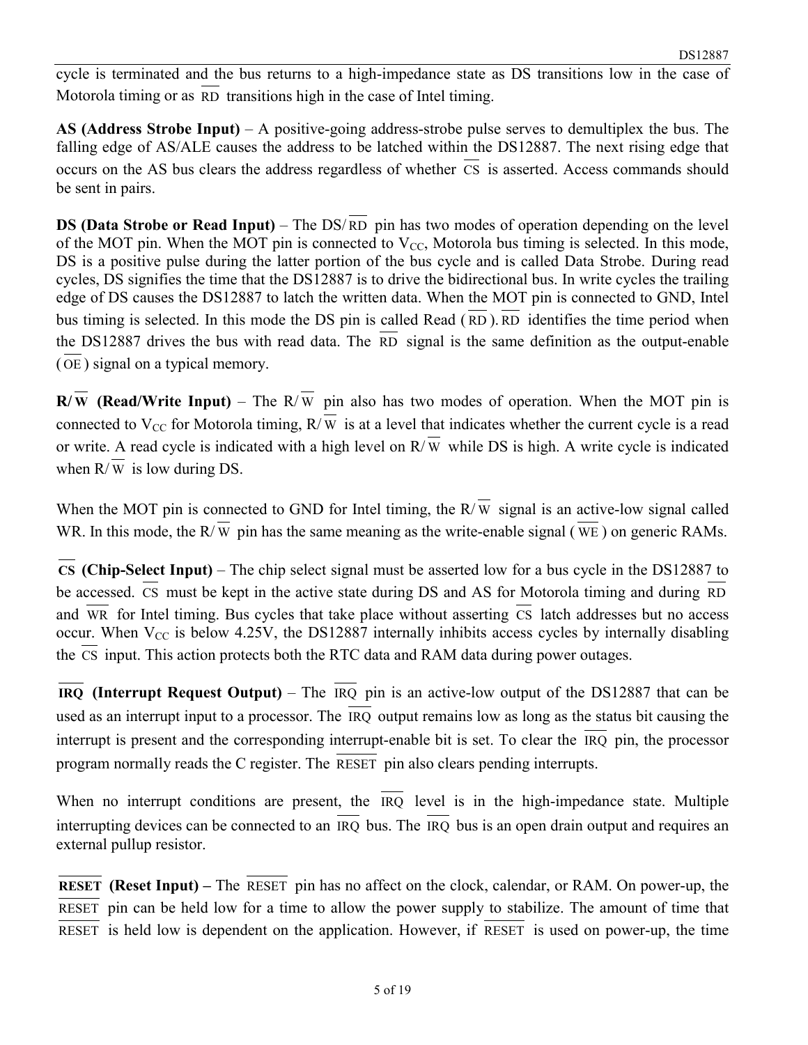cycle is terminated and the bus returns to a high-impedance state as DS transitions low in the case of Motorola timing or as $\overline{RD}$ transitions high in the case of Intel timing.

**AS (Address Strobe Input)** – A positive-going address-strobe pulse serves to demultiplex the bus. The falling edge of AS/ALE causes the address to be latched within the DS12887. The next rising edge that occurs on the AS bus clears the address regardless of whether $\overline{CS}$ is asserted. Access commands should be sent in pairs.

**DS (Data Strobe or Read Input)** – The DS/$\overline{RD}$ pin has two modes of operation depending on the level of the MOT pin. When the MOT pin is connected to $V_{CC}$, Motorola bus timing is selected. In this mode, DS is a positive pulse during the latter portion of the bus cycle and is called Data Strobe. During read cycles, DS signifies the time that the DS12887 is to drive the bidirectional bus. In write cycles the trailing edge of DS causes the DS12887 to latch the written data. When the MOT pin is connected to GND, Intel bus timing is selected. In this mode the DS pin is called Read ($\overline{RD}$). $\overline{RD}$ identifies the time period when the DS12887 drives the bus with read data. The $\overline{RD}$ signal is the same definition as the output-enable ($\overline{OE}$) signal on a typical memory.

**R/$\overline{W}$ (Read/Write Input)** – The R/$\overline{W}$ pin also has two modes of operation. When the MOT pin is connected to $V_{CC}$ for Motorola timing, R/$\overline{W}$ is at a level that indicates whether the current cycle is a read or write. A read cycle is indicated with a high level on R/$\overline{W}$ while DS is high. A write cycle is indicated when R/$\overline{W}$ is low during DS.

When the MOT pin is connected to GND for Intel timing, the R/$\overline{W}$ signal is an active-low signal called WR. In this mode, the R/$\overline{W}$ pin has the same meaning as the write-enable signal ($\overline{WE}$) on generic RAMs.

**$\overline{CS}$ (Chip-Select Input)** – The chip select signal must be asserted low for a bus cycle in the DS12887 to be accessed. $\overline{CS}$ must be kept in the active state during DS and AS for Motorola timing and during $\overline{RD}$ and $\overline{WR}$ for Intel timing. Bus cycles that take place without asserting $\overline{CS}$ latch addresses but no access occur. When $V_{CC}$ is below 4.25V, the DS12887 internally inhibits access cycles by internally disabling the $\overline{CS}$ input. This action protects both the RTC data and RAM data during power outages.

**$\overline{IRQ}$ (Interrupt Request Output)** – The $\overline{IRQ}$ pin is an active-low output of the DS12887 that can be used as an interrupt input to a processor. The $\overline{IRQ}$ output remains low as long as the status bit causing the interrupt is present and the corresponding interrupt-enable bit is set. To clear the $\overline{IRQ}$ pin, the processor program normally reads the C register. The $\overline{RESET}$ pin also clears pending interrupts.

When no interrupt conditions are present, the $\overline{IRQ}$ level is in the high-impedance state. Multiple interrupting devices can be connected to an $\overline{IRQ}$ bus. The $\overline{IRQ}$ bus is an open drain output and requires an external pullup resistor.

**$\overline{RESET}$ (Reset Input) –** The $\overline{RESET}$ pin has no affect on the clock, calendar, or RAM. On power-up, the $\overline{RESET}$ pin can be held low for a time to allow the power supply to stabilize. The amount of time that $\overline{RESET}$ is held low is dependent on the application. However, if $\overline{RESET}$ is used on power-up, the time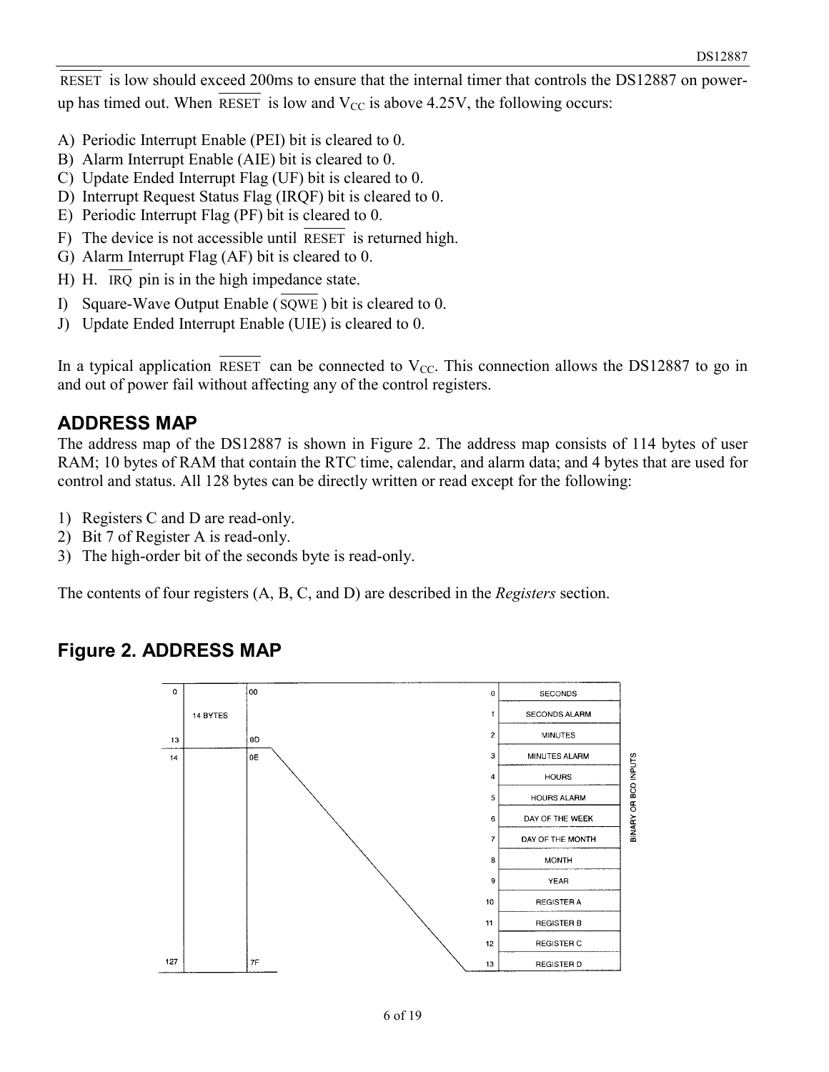$\overline{\text{RESET}}$ is low should exceed 200ms to ensure that the internal timer that controls the DS12887 on power-up has timed out. When $\overline{\text{RESET}}$ is low and $V_{CC}$ is above 4.25V, the following occurs:

A) Periodic Interrupt Enable (PEI) bit is cleared to 0.
B) Alarm Interrupt Enable (AIE) bit is cleared to 0.
C) Update Ended Interrupt Flag (UF) bit is cleared to 0.
D) Interrupt Request Status Flag (IRQF) bit is cleared to 0.
E) Periodic Interrupt Flag (PF) bit is cleared to 0.
F) The device is not accessible until $\overline{\text{RESET}}$ is returned high.
G) Alarm Interrupt Flag (AF) bit is cleared to 0.
H) H. $\overline{\text{IRQ}}$ pin is in the high impedance state.
I) Square-Wave Output Enable ($\overline{\text{SQWE}}$) bit is cleared to 0.
J) Update Ended Interrupt Enable (UIE) is cleared to 0.

In a typical application $\overline{\text{RESET}}$ can be connected to $V_{CC}$. This connection allows the DS12887 to go in and out of power fail without affecting any of the control registers.

## ADDRESS MAP

The address map of the DS12887 is shown in Figure 2. The address map consists of 114 bytes of user RAM; 10 bytes of RAM that contain the RTC time, calendar, and alarm data; and 4 bytes that are used for control and status. All 128 bytes can be directly written or read except for the following:

1) Registers C and D are read-only.
2) Bit 7 of Register A is read-only.
3) The high-order bit of the seconds byte is read-only.

The contents of four registers (A, B, C, and D) are described in the *Registers* section.

## Figure 2. ADDRESS MAP

| Decimal | Block | Hex |
|---|---|---|
| 0–13 | 14 BYTES | 00–0D |
| 14–127 | | 0E–7F |

| Address | Contents |
|---|---|
| 0 | SECONDS |
| 1 | SECONDS ALARM |
| 2 | MINUTES |
| 3 | MINUTES ALARM |
| 4 | HOURS |
| 5 | HOURS ALARM |
| 6 | DAY OF THE WEEK |
| 7 | DAY OF THE MONTH |
| 8 | MONTH |
| 9 | YEAR |
| 10 | REGISTER A |
| 11 | REGISTER B |
| 12 | REGISTER C |
| 13 | REGISTER D |

BINARY OR BCD INPUTS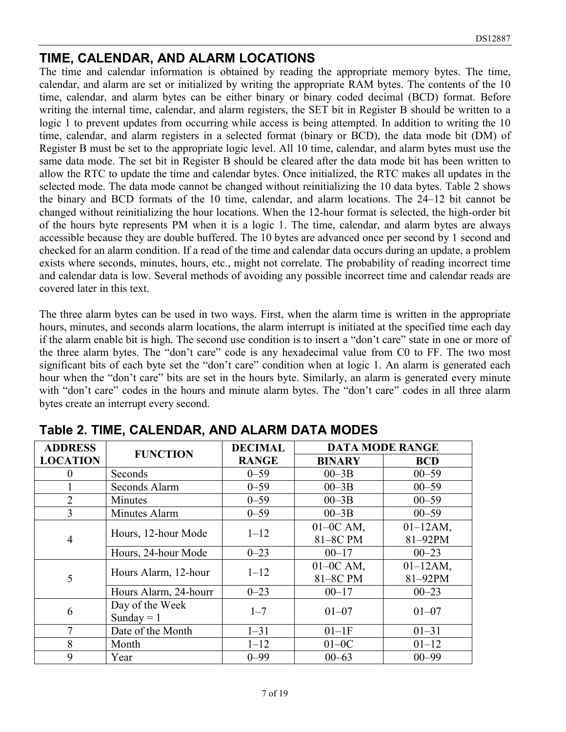## TIME, CALENDAR, AND ALARM LOCATIONS

The time and calendar information is obtained by reading the appropriate memory bytes. The time, calendar, and alarm are set or initialized by writing the appropriate RAM bytes. The contents of the 10 time, calendar, and alarm bytes can be either binary or binary coded decimal (BCD) format. Before writing the internal time, calendar, and alarm registers, the SET bit in Register B should be written to a logic 1 to prevent updates from occurring while access is being attempted. In addition to writing the 10 time, calendar, and alarm registers in a selected format (binary or BCD), the data mode bit (DM) of Register B must be set to the appropriate logic level. All 10 time, calendar, and alarm bytes must use the same data mode. The set bit in Register B should be cleared after the data mode bit has been written to allow the RTC to update the time and calendar bytes. Once initialized, the RTC makes all updates in the selected mode. The data mode cannot be changed without reinitializing the 10 data bytes. Table 2 shows the binary and BCD formats of the 10 time, calendar, and alarm locations. The 24–12 bit cannot be changed without reinitializing the hour locations. When the 12-hour format is selected, the high-order bit of the hours byte represents PM when it is a logic 1. The time, calendar, and alarm bytes are always accessible because they are double buffered. The 10 bytes are advanced once per second by 1 second and checked for an alarm condition. If a read of the time and calendar data occurs during an update, a problem exists where seconds, minutes, hours, etc., might not correlate. The probability of reading incorrect time and calendar data is low. Several methods of avoiding any possible incorrect time and calendar reads are covered later in this text.

The three alarm bytes can be used in two ways. First, when the alarm time is written in the appropriate hours, minutes, and seconds alarm locations, the alarm interrupt is initiated at the specified time each day if the alarm enable bit is high. The second use condition is to insert a "don't care" state in one or more of the three alarm bytes. The "don't care" code is any hexadecimal value from C0 to FF. The two most significant bits of each byte set the "don't care" condition when at logic 1. An alarm is generated each hour when the "don't care" bits are set in the hours byte. Similarly, an alarm is generated every minute with "don't care" codes in the hours and minute alarm bytes. The "don't care" codes in all three alarm bytes create an interrupt every second.

### Table 2. TIME, CALENDAR, AND ALARM DATA MODES

| ADDRESS LOCATION | FUNCTION | DECIMAL RANGE | DATA MODE RANGE | |
|---|---|---|---|---|
| | | | **BINARY** | **BCD** |
| 0 | Seconds | 0–59 | 00–3B | 00–59 |
| 1 | Seconds Alarm | 0–59 | 00–3B | 00–59 |
| 2 | Minutes | 0–59 | 00–3B | 00–59 |
| 3 | Minutes Alarm | 0–59 | 00–3B | 00–59 |
| 4 | Hours, 12-hour Mode | 1–12 | 01–0C AM, 81–8C PM | 01–12AM, 81–92PM |
| | Hours, 24-hour Mode | 0–23 | 00–17 | 00–23 |
| 5 | Hours Alarm, 12-hour | 1–12 | 01–0C AM, 81–8C PM | 01–12AM, 81–92PM |
| | Hours Alarm, 24-hourr | 0–23 | 00–17 | 00–23 |
| 6 | Day of the Week Sunday = 1 | 1–7 | 01–07 | 01–07 |
| 7 | Date of the Month | 1–31 | 01–1F | 01–31 |
| 8 | Month | 1–12 | 01–0C | 01–12 |
| 9 | Year | 0–99 | 00–63 | 00–99 |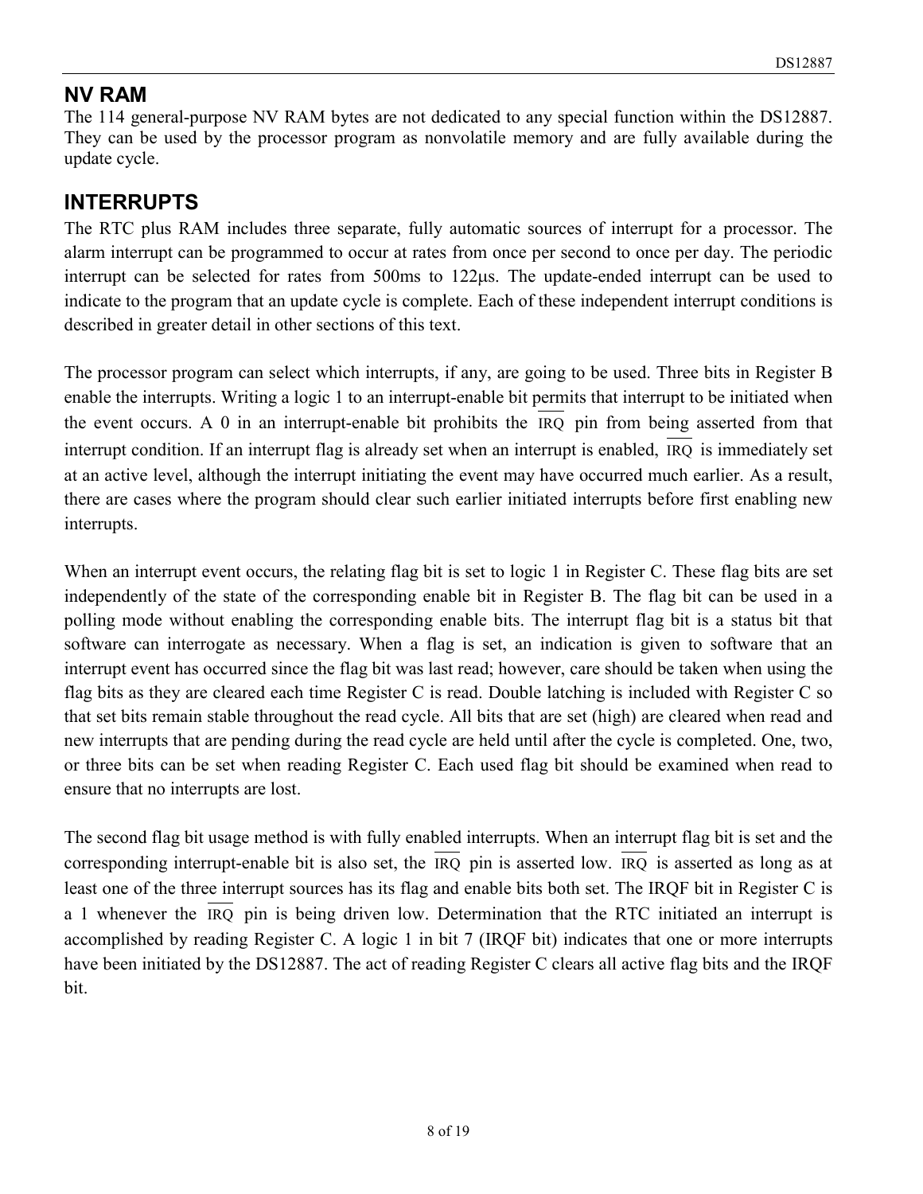## NV RAM

The 114 general-purpose NV RAM bytes are not dedicated to any special function within the DS12887. They can be used by the processor program as nonvolatile memory and are fully available during the update cycle.

## INTERRUPTS

The RTC plus RAM includes three separate, fully automatic sources of interrupt for a processor. The alarm interrupt can be programmed to occur at rates from once per second to once per day. The periodic interrupt can be selected for rates from 500ms to 122µs. The update-ended interrupt can be used to indicate to the program that an update cycle is complete. Each of these independent interrupt conditions is described in greater detail in other sections of this text.

The processor program can select which interrupts, if any, are going to be used. Three bits in Register B enable the interrupts. Writing a logic 1 to an interrupt-enable bit permits that interrupt to be initiated when the event occurs. A 0 in an interrupt-enable bit prohibits the $\overline{\text{IRQ}}$ pin from being asserted from that interrupt condition. If an interrupt flag is already set when an interrupt is enabled, $\overline{\text{IRQ}}$ is immediately set at an active level, although the interrupt initiating the event may have occurred much earlier. As a result, there are cases where the program should clear such earlier initiated interrupts before first enabling new interrupts.

When an interrupt event occurs, the relating flag bit is set to logic 1 in Register C. These flag bits are set independently of the state of the corresponding enable bit in Register B. The flag bit can be used in a polling mode without enabling the corresponding enable bits. The interrupt flag bit is a status bit that software can interrogate as necessary. When a flag is set, an indication is given to software that an interrupt event has occurred since the flag bit was last read; however, care should be taken when using the flag bits as they are cleared each time Register C is read. Double latching is included with Register C so that set bits remain stable throughout the read cycle. All bits that are set (high) are cleared when read and new interrupts that are pending during the read cycle are held until after the cycle is completed. One, two, or three bits can be set when reading Register C. Each used flag bit should be examined when read to ensure that no interrupts are lost.

The second flag bit usage method is with fully enabled interrupts. When an interrupt flag bit is set and the corresponding interrupt-enable bit is also set, the $\overline{\text{IRQ}}$ pin is asserted low. $\overline{\text{IRQ}}$ is asserted as long as at least one of the three interrupt sources has its flag and enable bits both set. The IRQF bit in Register C is a 1 whenever the $\overline{\text{IRQ}}$ pin is being driven low. Determination that the RTC initiated an interrupt is accomplished by reading Register C. A logic 1 in bit 7 (IRQF bit) indicates that one or more interrupts have been initiated by the DS12887. The act of reading Register C clears all active flag bits and the IRQF bit.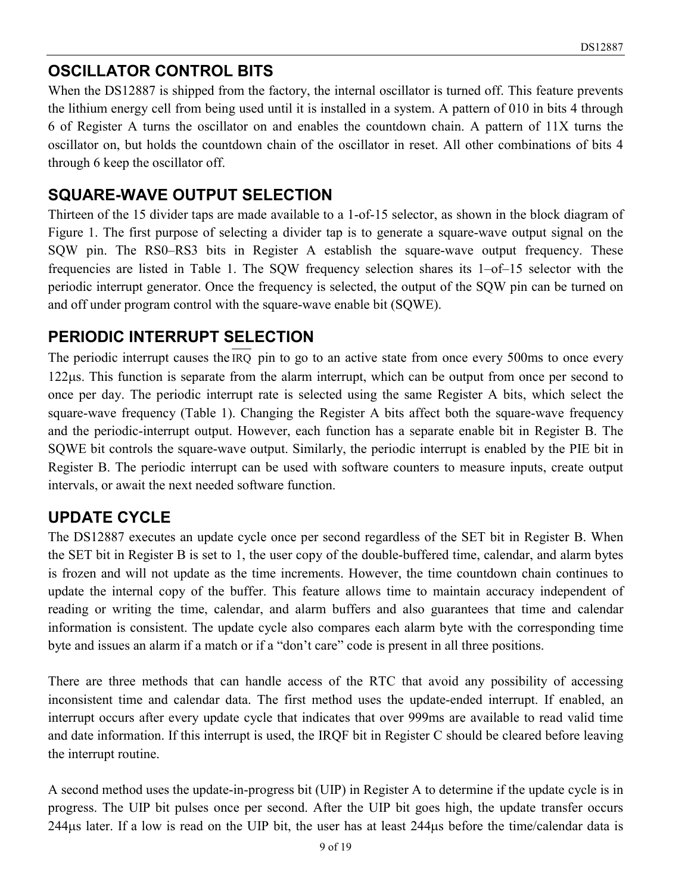## OSCILLATOR CONTROL BITS

When the DS12887 is shipped from the factory, the internal oscillator is turned off. This feature prevents the lithium energy cell from being used until it is installed in a system. A pattern of 010 in bits 4 through 6 of Register A turns the oscillator on and enables the countdown chain. A pattern of 11X turns the oscillator on, but holds the countdown chain of the oscillator in reset. All other combinations of bits 4 through 6 keep the oscillator off.

## SQUARE-WAVE OUTPUT SELECTION

Thirteen of the 15 divider taps are made available to a 1-of-15 selector, as shown in the block diagram of Figure 1. The first purpose of selecting a divider tap is to generate a square-wave output signal on the SQW pin. The RS0–RS3 bits in Register A establish the square-wave output frequency. These frequencies are listed in Table 1. The SQW frequency selection shares its 1–of–15 selector with the periodic interrupt generator. Once the frequency is selected, the output of the SQW pin can be turned on and off under program control with the square-wave enable bit (SQWE).

## PERIODIC INTERRUPT SELECTION

The periodic interrupt causes the $\overline{IRQ}$ pin to go to an active state from once every 500ms to once every 122µs. This function is separate from the alarm interrupt, which can be output from once per second to once per day. The periodic interrupt rate is selected using the same Register A bits, which select the square-wave frequency (Table 1). Changing the Register A bits affect both the square-wave frequency and the periodic-interrupt output. However, each function has a separate enable bit in Register B. The SQWE bit controls the square-wave output. Similarly, the periodic interrupt is enabled by the PIE bit in Register B. The periodic interrupt can be used with software counters to measure inputs, create output intervals, or await the next needed software function.

## UPDATE CYCLE

The DS12887 executes an update cycle once per second regardless of the SET bit in Register B. When the SET bit in Register B is set to 1, the user copy of the double-buffered time, calendar, and alarm bytes is frozen and will not update as the time increments. However, the time countdown chain continues to update the internal copy of the buffer. This feature allows time to maintain accuracy independent of reading or writing the time, calendar, and alarm buffers and also guarantees that time and calendar information is consistent. The update cycle also compares each alarm byte with the corresponding time byte and issues an alarm if a match or if a “don’t care” code is present in all three positions.

There are three methods that can handle access of the RTC that avoid any possibility of accessing inconsistent time and calendar data. The first method uses the update-ended interrupt. If enabled, an interrupt occurs after every update cycle that indicates that over 999ms are available to read valid time and date information. If this interrupt is used, the IRQF bit in Register C should be cleared before leaving the interrupt routine.

A second method uses the update-in-progress bit (UIP) in Register A to determine if the update cycle is in progress. The UIP bit pulses once per second. After the UIP bit goes high, the update transfer occurs 244µs later. If a low is read on the UIP bit, the user has at least 244µs before the time/calendar data is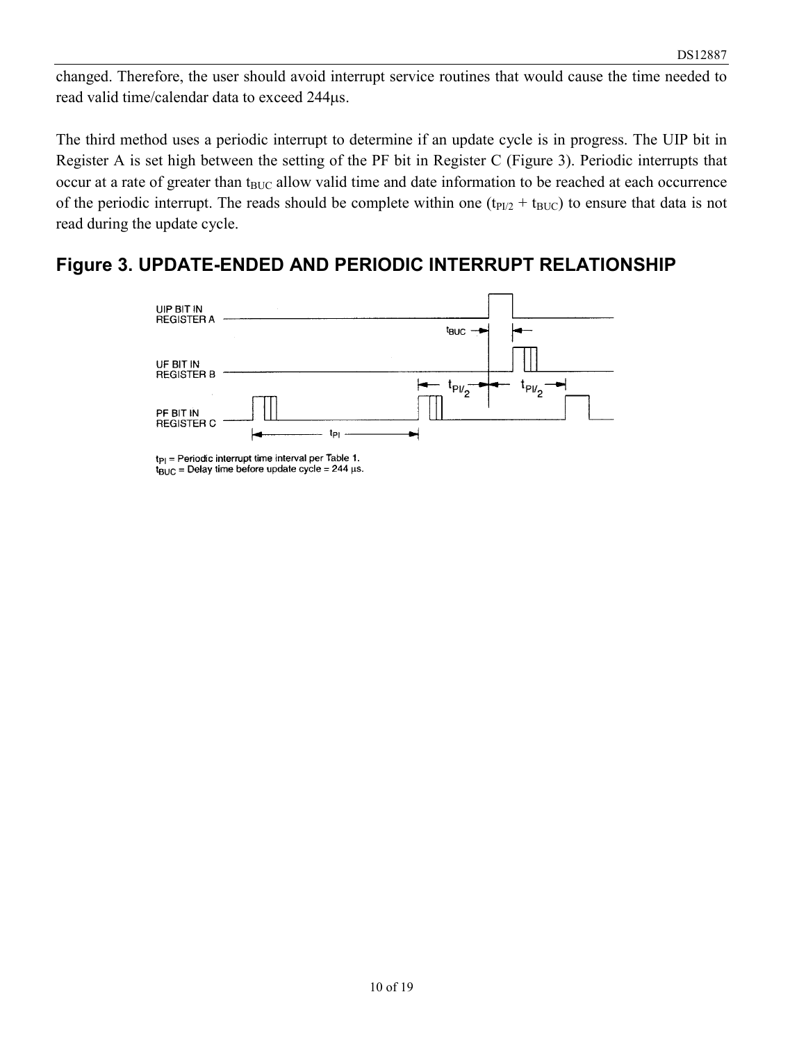changed. Therefore, the user should avoid interrupt service routines that would cause the time needed to read valid time/calendar data to exceed 244µs.

The third method uses a periodic interrupt to determine if an update cycle is in progress. The UIP bit in Register A is set high between the setting of the PF bit in Register C (Figure 3). Periodic interrupts that occur at a rate of greater than $t_{BUC}$ allow valid time and date information to be reached at each occurrence of the periodic interrupt. The reads should be complete within one ($t_{PI/2}$ + $t_{BUC}$) to ensure that data is not read during the update cycle.

## Figure 3. UPDATE-ENDED AND PERIODIC INTERRUPT RELATIONSHIP

UIP BIT IN REGISTER A

UF BIT IN REGISTER B

PF BIT IN REGISTER C

$t_{BUC}$

$t_{PI/2}$ $t_{PI/2}$

$t_{PI}$

$t_{PI}$ = Periodic interrupt time interval per Table 1.
$t_{BUC}$ = Delay time before update cycle = 244 µs.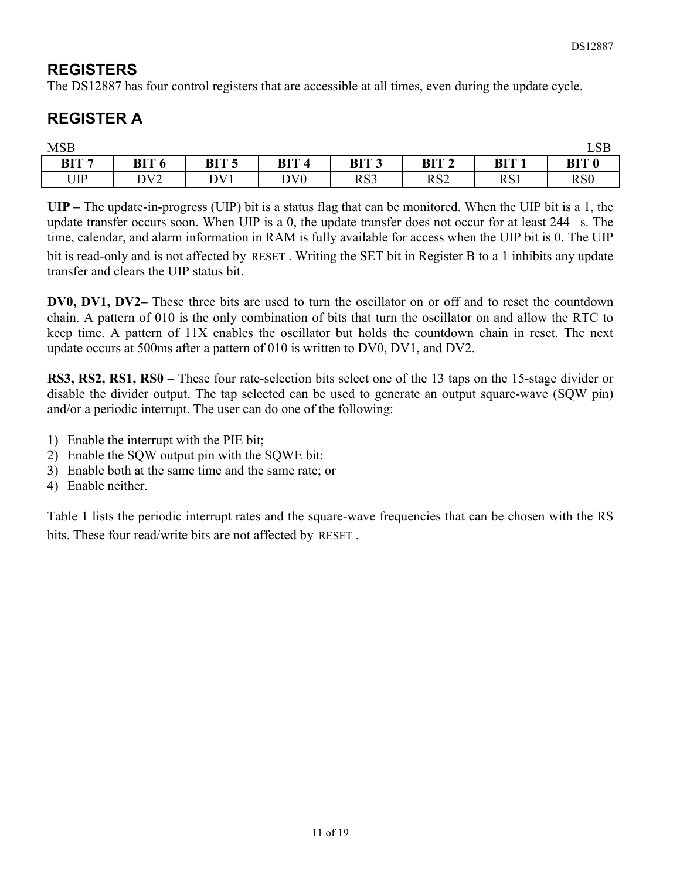## REGISTERS

The DS12887 has four control registers that are accessible at all times, even during the update cycle.

## REGISTER A

MSB LSB

| BIT 7 | BIT 6 | BIT 5 | BIT 4 | BIT 3 | BIT 2 | BIT 1 | BIT 0 |
|---|---|---|---|---|---|---|---|
| UIP | DV2 | DV1 | DV0 | RS3 | RS2 | RS1 | RS0 |

**UIP –** The update-in-progress (UIP) bit is a status flag that can be monitored. When the UIP bit is a 1, the update transfer occurs soon. When UIP is a 0, the update transfer does not occur for at least 244 μs. The time, calendar, and alarm information in RAM is fully available for access when the UIP bit is 0. The UIP bit is read-only and is not affected by $\overline{\text{RESET}}$. Writing the SET bit in Register B to a 1 inhibits any update transfer and clears the UIP status bit.

**DV0, DV1, DV2–** These three bits are used to turn the oscillator on or off and to reset the countdown chain. A pattern of 010 is the only combination of bits that turn the oscillator on and allow the RTC to keep time. A pattern of 11X enables the oscillator but holds the countdown chain in reset. The next update occurs at 500ms after a pattern of 010 is written to DV0, DV1, and DV2.

**RS3, RS2, RS1, RS0 –** These four rate-selection bits select one of the 13 taps on the 15-stage divider or disable the divider output. The tap selected can be used to generate an output square-wave (SQW pin) and/or a periodic interrupt. The user can do one of the following:

1) Enable the interrupt with the PIE bit;
2) Enable the SQW output pin with the SQWE bit;
3) Enable both at the same time and the same rate; or
4) Enable neither.

Table 1 lists the periodic interrupt rates and the square-wave frequencies that can be chosen with the RS bits. These four read/write bits are not affected by $\overline{\text{RESET}}$.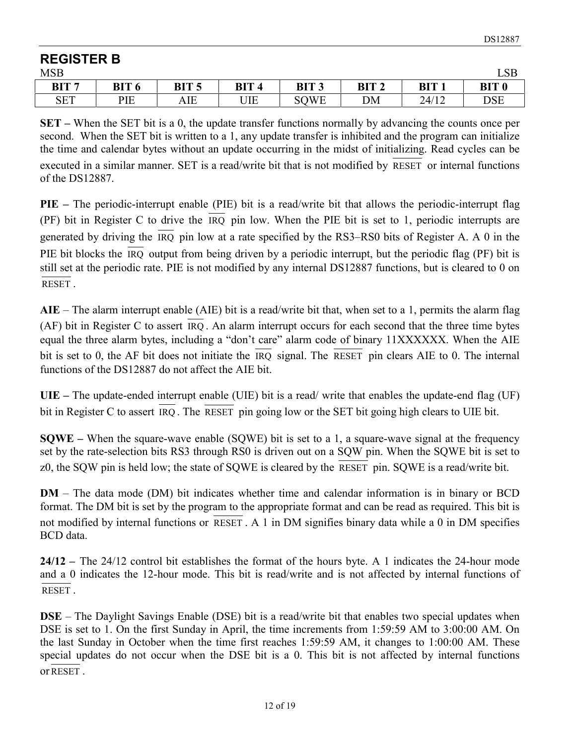## REGISTER B

MSB LSB

| BIT 7 | BIT 6 | BIT 5 | BIT 4 | BIT 3 | BIT 2 | BIT 1 | BIT 0 |
|---|---|---|---|---|---|---|---|
| SET | PIE | AIE | UIE | SQWE | DM | 24/12 | DSE |

**SET –** When the SET bit is a 0, the update transfer functions normally by advancing the counts once per second. When the SET bit is written to a 1, any update transfer is inhibited and the program can initialize the time and calendar bytes without an update occurring in the midst of initializing. Read cycles can be executed in a similar manner. SET is a read/write bit that is not modified by $\overline{\text{RESET}}$ or internal functions of the DS12887.

**PIE –** The periodic-interrupt enable (PIE) bit is a read/write bit that allows the periodic-interrupt flag (PF) bit in Register C to drive the $\overline{\text{IRQ}}$ pin low. When the PIE bit is set to 1, periodic interrupts are generated by driving the $\overline{\text{IRQ}}$ pin low at a rate specified by the RS3–RS0 bits of Register A. A 0 in the PIE bit blocks the $\overline{\text{IRQ}}$ output from being driven by a periodic interrupt, but the periodic flag (PF) bit is still set at the periodic rate. PIE is not modified by any internal DS12887 functions, but is cleared to 0 on $\overline{\text{RESET}}$.

**AIE** – The alarm interrupt enable (AIE) bit is a read/write bit that, when set to a 1, permits the alarm flag (AF) bit in Register C to assert $\overline{\text{IRQ}}$. An alarm interrupt occurs for each second that the three time bytes equal the three alarm bytes, including a "don't care" alarm code of binary 11XXXXXX. When the AIE bit is set to 0, the AF bit does not initiate the $\overline{\text{IRQ}}$ signal. The $\overline{\text{RESET}}$ pin clears AIE to 0. The internal functions of the DS12887 do not affect the AIE bit.

**UIE –** The update-ended interrupt enable (UIE) bit is a read/ write that enables the update-end flag (UF) bit in Register C to assert $\overline{\text{IRQ}}$. The $\overline{\text{RESET}}$ pin going low or the SET bit going high clears to UIE bit.

**SQWE –** When the square-wave enable (SQWE) bit is set to a 1, a square-wave signal at the frequency set by the rate-selection bits RS3 through RS0 is driven out on a SQW pin. When the SQWE bit is set to z0, the SQW pin is held low; the state of SQWE is cleared by the $\overline{\text{RESET}}$ pin. SQWE is a read/write bit.

**DM** – The data mode (DM) bit indicates whether time and calendar information is in binary or BCD format. The DM bit is set by the program to the appropriate format and can be read as required. This bit is not modified by internal functions or $\overline{\text{RESET}}$. A 1 in DM signifies binary data while a 0 in DM specifies BCD data.

**24/12 –** The 24/12 control bit establishes the format of the hours byte. A 1 indicates the 24-hour mode and a 0 indicates the 12-hour mode. This bit is read/write and is not affected by internal functions of $\overline{\text{RESET}}$.

**DSE** – The Daylight Savings Enable (DSE) bit is a read/write bit that enables two special updates when DSE is set to 1. On the first Sunday in April, the time increments from 1:59:59 AM to 3:00:00 AM. On the last Sunday in October when the time first reaches 1:59:59 AM, it changes to 1:00:00 AM. These special updates do not occur when the DSE bit is a 0. This bit is not affected by internal functions or $\overline{\text{RESET}}$.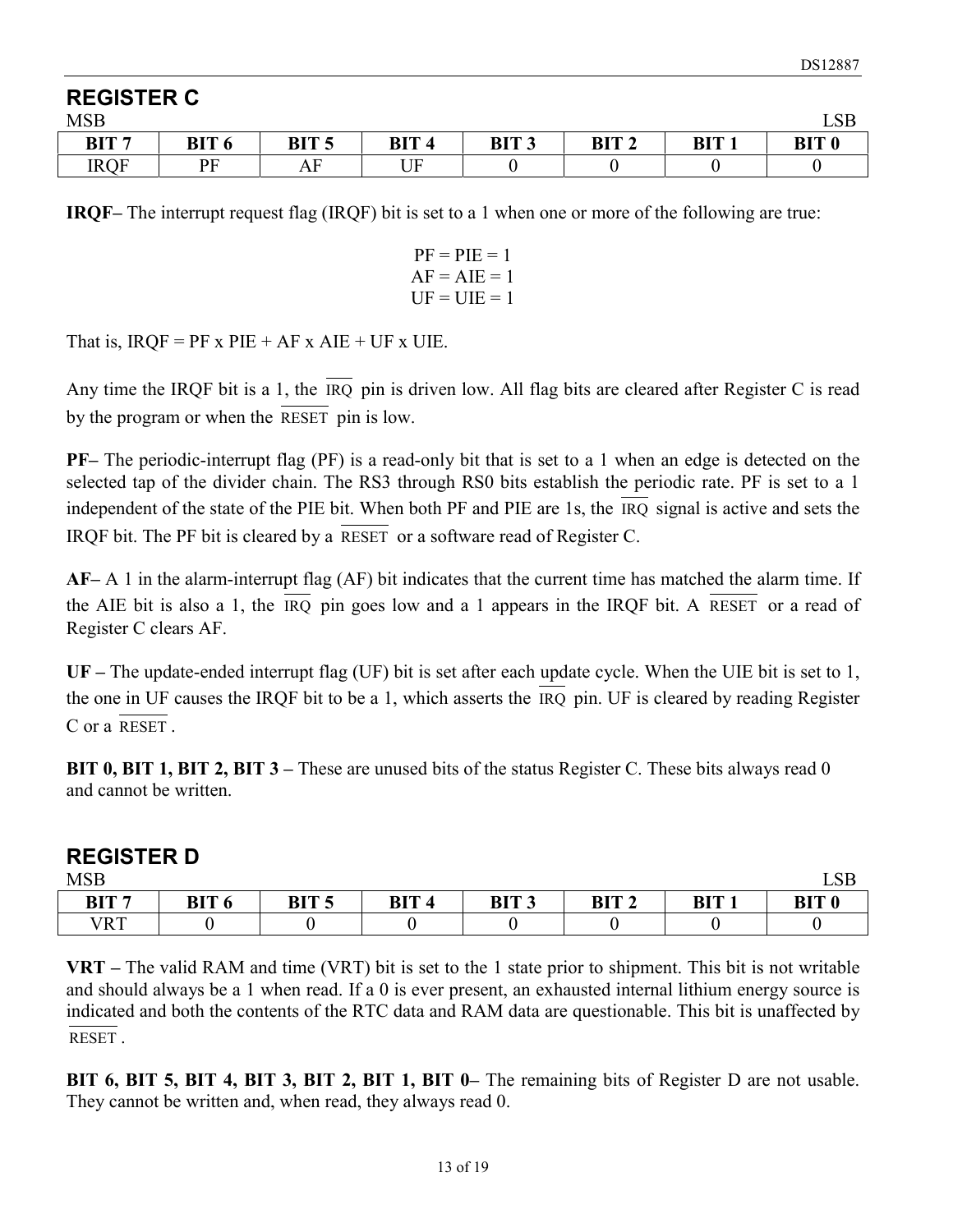## REGISTER C

MSB LSB

| BIT 7 | BIT 6 | BIT 5 | BIT 4 | BIT 3 | BIT 2 | BIT 1 | BIT 0 |
|---|---|---|---|---|---|---|---|
| IRQF | PF | AF | UF | 0 | 0 | 0 | 0 |

**IRQF–** The interrupt request flag (IRQF) bit is set to a 1 when one or more of the following are true:

PF = PIE = 1
AF = AIE = 1
UF = UIE = 1

That is, IRQF = PF x PIE + AF x AIE + UF x UIE.

Any time the IRQF bit is a 1, the $\overline{IRQ}$ pin is driven low. All flag bits are cleared after Register C is read by the program or when the $\overline{RESET}$ pin is low.

**PF–** The periodic-interrupt flag (PF) is a read-only bit that is set to a 1 when an edge is detected on the selected tap of the divider chain. The RS3 through RS0 bits establish the periodic rate. PF is set to a 1 independent of the state of the PIE bit. When both PF and PIE are 1s, the $\overline{IRQ}$ signal is active and sets the IRQF bit. The PF bit is cleared by a $\overline{RESET}$ or a software read of Register C.

**AF–** A 1 in the alarm-interrupt flag (AF) bit indicates that the current time has matched the alarm time. If the AIE bit is also a 1, the $\overline{IRQ}$ pin goes low and a 1 appears in the IRQF bit. A $\overline{RESET}$ or a read of Register C clears AF.

**UF –** The update-ended interrupt flag (UF) bit is set after each update cycle. When the UIE bit is set to 1, the one in UF causes the IRQF bit to be a 1, which asserts the $\overline{IRQ}$ pin. UF is cleared by reading Register C or a $\overline{RESET}$.

**BIT 0, BIT 1, BIT 2, BIT 3 –** These are unused bits of the status Register C. These bits always read 0 and cannot be written.

## REGISTER D

MSB LSB

| BIT 7 | BIT 6 | BIT 5 | BIT 4 | BIT 3 | BIT 2 | BIT 1 | BIT 0 |
|---|---|---|---|---|---|---|---|
| VRT | 0 | 0 | 0 | 0 | 0 | 0 | 0 |

**VRT –** The valid RAM and time (VRT) bit is set to the 1 state prior to shipment. This bit is not writable and should always be a 1 when read. If a 0 is ever present, an exhausted internal lithium energy source is indicated and both the contents of the RTC data and RAM data are questionable. This bit is unaffected by $\overline{RESET}$.

**BIT 6, BIT 5, BIT 4, BIT 3, BIT 2, BIT 1, BIT 0–** The remaining bits of Register D are not usable. They cannot be written and, when read, they always read 0.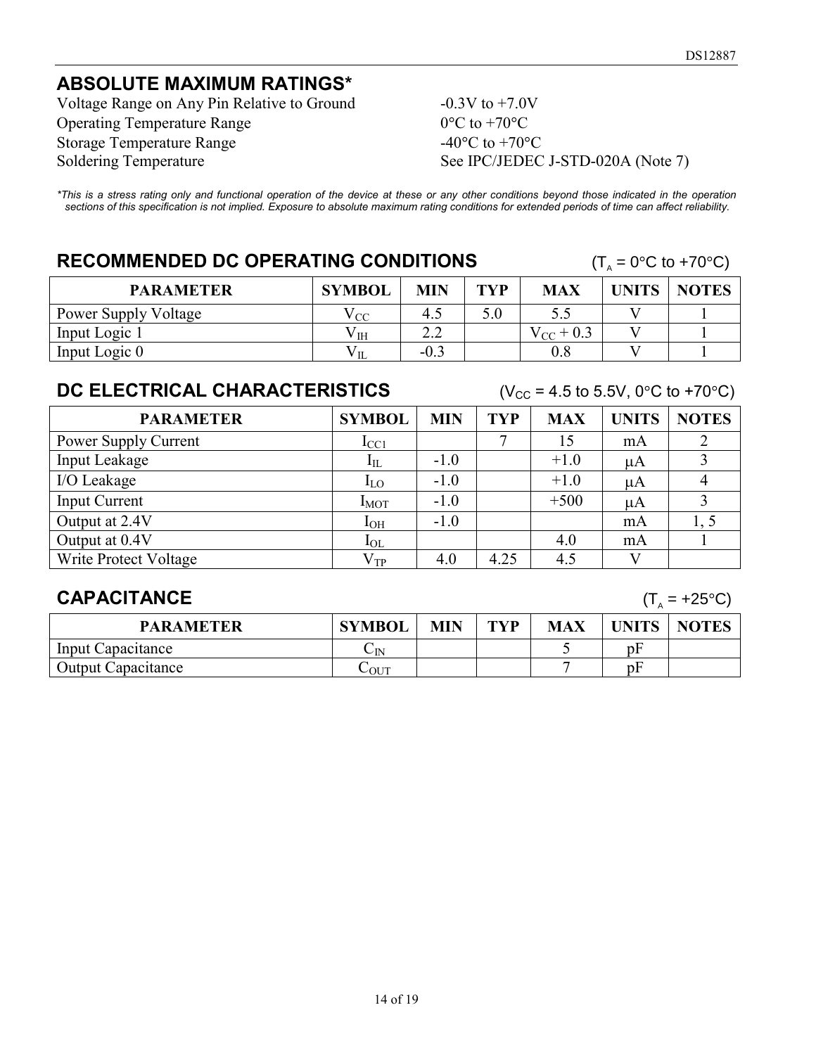## ABSOLUTE MAXIMUM RATINGS*

| | |
|---|---|
| Voltage Range on Any Pin Relative to Ground | -0.3V to +7.0V |
| Operating Temperature Range | 0°C to +70°C |
| Storage Temperature Range | -40°C to +70°C |
| Soldering Temperature | See IPC/JEDEC J-STD-020A (Note 7) |

*\*This is a stress rating only and functional operation of the device at these or any other conditions beyond those indicated in the operation sections of this specification is not implied. Exposure to absolute maximum rating conditions for extended periods of time can affect reliability.*

## RECOMMENDED DC OPERATING CONDITIONS

($T_A$ = 0°C to +70°C)

| PARAMETER | SYMBOL | MIN | TYP | MAX | UNITS | NOTES |
|---|---|---|---|---|---|---|
| Power Supply Voltage | $V_{CC}$ | 4.5 | 5.0 | 5.5 | V | 1 |
| Input Logic 1 | $V_{IH}$ | 2.2 | | $V_{CC}$ + 0.3 | V | 1 |
| Input Logic 0 | $V_{IL}$ | -0.3 | | 0.8 | V | 1 |

## DC ELECTRICAL CHARACTERISTICS

($V_{CC}$ = 4.5 to 5.5V, 0°C to +70°C)

| PARAMETER | SYMBOL | MIN | TYP | MAX | UNITS | NOTES |
|---|---|---|---|---|---|---|
| Power Supply Current | $I_{CC1}$ | | 7 | 15 | mA | 2 |
| Input Leakage | $I_{IL}$ | -1.0 | | +1.0 | μA | 3 |
| I/O Leakage | $I_{LO}$ | -1.0 | | +1.0 | μA | 4 |
| Input Current | $I_{MOT}$ | -1.0 | | +500 | μA | 3 |
| Output at 2.4V | $I_{OH}$ | -1.0 | | | mA | 1, 5 |
| Output at 0.4V | $I_{OL}$ | | | 4.0 | mA | 1 |
| Write Protect Voltage | $V_{TP}$ | 4.0 | 4.25 | 4.5 | V | |

## CAPACITANCE

($T_A$ = +25°C)

| PARAMETER | SYMBOL | MIN | TYP | MAX | UNITS | NOTES |
|---|---|---|---|---|---|---|
| Input Capacitance | $C_{IN}$ | | | 5 | pF | |
| Output Capacitance | $C_{OUT}$ | | | 7 | pF | |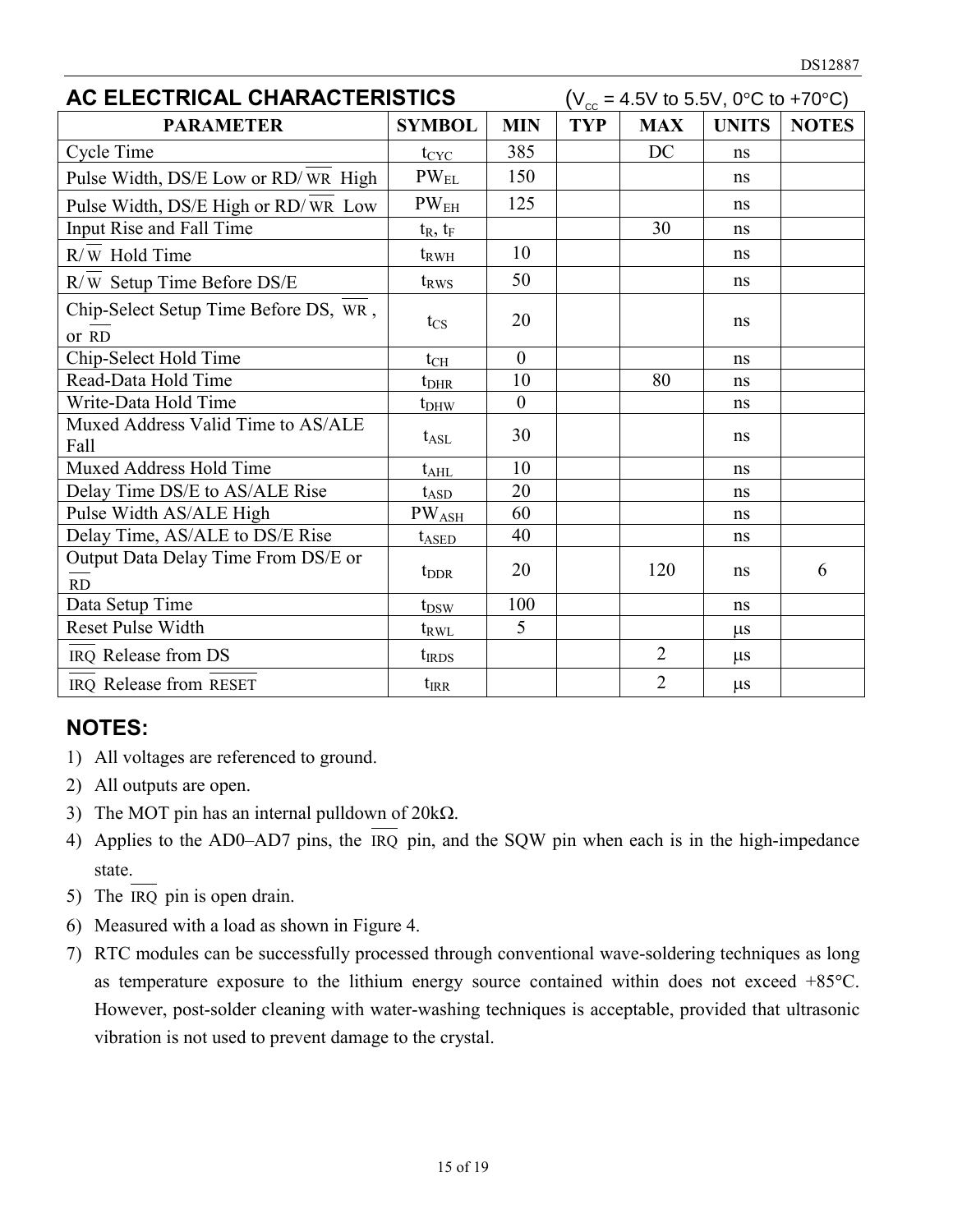## AC ELECTRICAL CHARACTERISTICS

($V_{CC}$ = 4.5V to 5.5V, 0°C to +70°C)

| PARAMETER | SYMBOL | MIN | TYP | MAX | UNITS | NOTES |
|---|---|---|---|---|---|---|
| Cycle Time | $t_{CYC}$ | 385 | | DC | ns | |
| Pulse Width, DS/E Low or RD/$\overline{WR}$ High | $PW_{EL}$ | 150 | | | ns | |
| Pulse Width, DS/E High or RD/$\overline{WR}$ Low | $PW_{EH}$ | 125 | | | ns | |
| Input Rise and Fall Time | $t_R$, $t_F$ | | | 30 | ns | |
| R/$\overline{W}$ Hold Time | $t_{RWH}$ | 10 | | | ns | |
| R/$\overline{W}$ Setup Time Before DS/E | $t_{RWS}$ | 50 | | | ns | |
| Chip-Select Setup Time Before DS, $\overline{WR}$, or $\overline{RD}$ | $t_{CS}$ | 20 | | | ns | |
| Chip-Select Hold Time | $t_{CH}$ | 0 | | | ns | |
| Read-Data Hold Time | $t_{DHR}$ | 10 | | 80 | ns | |
| Write-Data Hold Time | $t_{DHW}$ | 0 | | | ns | |
| Muxed Address Valid Time to AS/ALE Fall | $t_{ASL}$ | 30 | | | ns | |
| Muxed Address Hold Time | $t_{AHL}$ | 10 | | | ns | |
| Delay Time DS/E to AS/ALE Rise | $t_{ASD}$ | 20 | | | ns | |
| Pulse Width AS/ALE High | $PW_{ASH}$ | 60 | | | ns | |
| Delay Time, AS/ALE to DS/E Rise | $t_{ASED}$ | 40 | | | ns | |
| Output Data Delay Time From DS/E or $\overline{RD}$ | $t_{DDR}$ | 20 | | 120 | ns | 6 |
| Data Setup Time | $t_{DSW}$ | 100 | | | ns | |
| Reset Pulse Width | $t_{RWL}$ | 5 | | | μs | |
| $\overline{IRQ}$ Release from DS | $t_{IRDS}$ | | | 2 | μs | |
| $\overline{IRQ}$ Release from $\overline{RESET}$ | $t_{IRR}$ | | | 2 | μs | |

## NOTES:

1) All voltages are referenced to ground.
2) All outputs are open.
3) The MOT pin has an internal pulldown of 20kΩ.
4) Applies to the AD0–AD7 pins, the $\overline{IRQ}$ pin, and the SQW pin when each is in the high-impedance state.
5) The $\overline{IRQ}$ pin is open drain.
6) Measured with a load as shown in Figure 4.
7) RTC modules can be successfully processed through conventional wave-soldering techniques as long as temperature exposure to the lithium energy source contained within does not exceed +85°C. However, post-solder cleaning with water-washing techniques is acceptable, provided that ultrasonic vibration is not used to prevent damage to the crystal.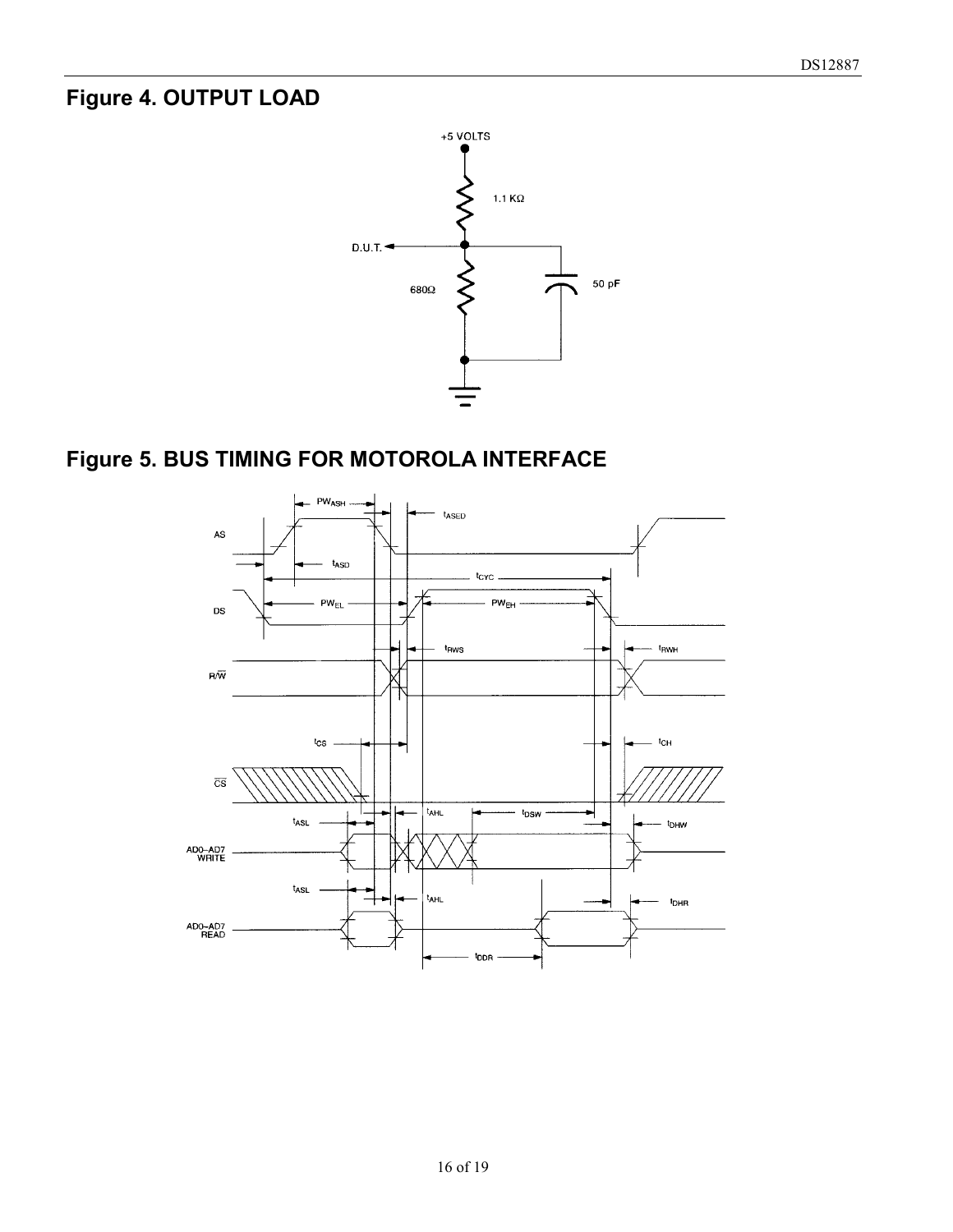## Figure 4. OUTPUT LOAD

## Figure 5. BUS TIMING FOR MOTOROLA INTERFACE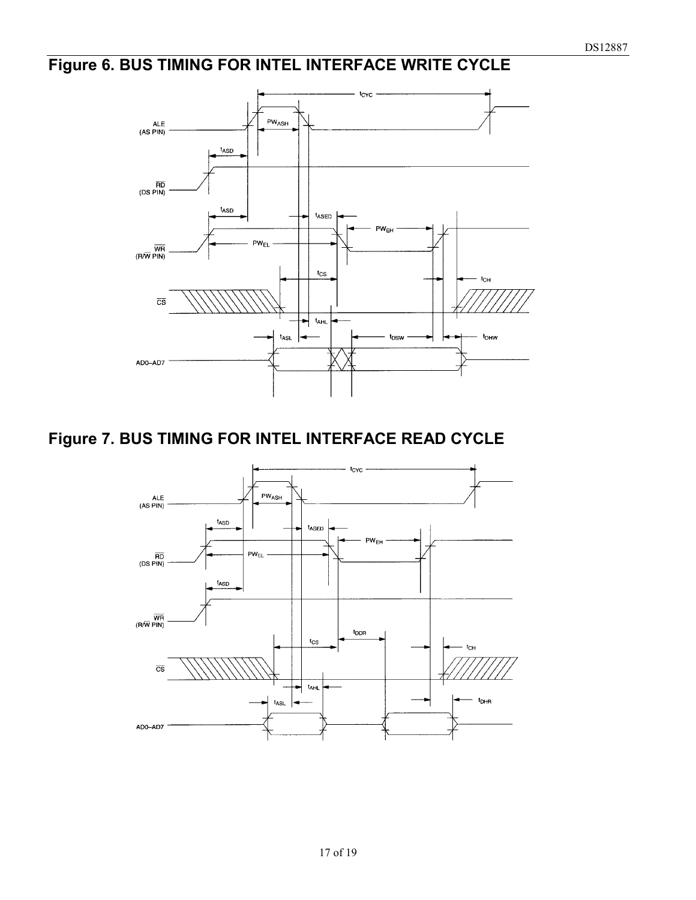## Figure 6. BUS TIMING FOR INTEL INTERFACE WRITE CYCLE

## Figure 7. BUS TIMING FOR INTEL INTERFACE READ CYCLE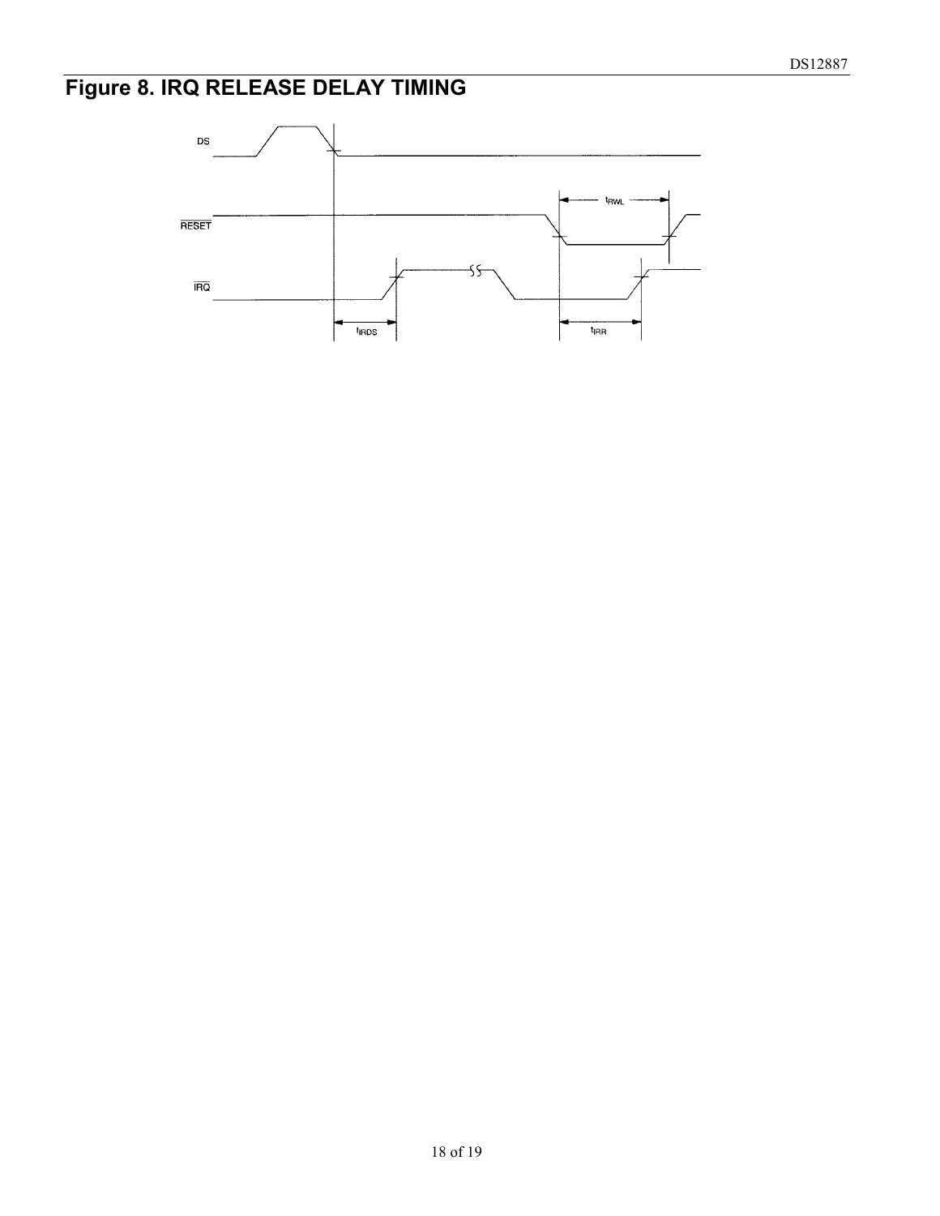# Figure 8. IRQ RELEASE DELAY TIMING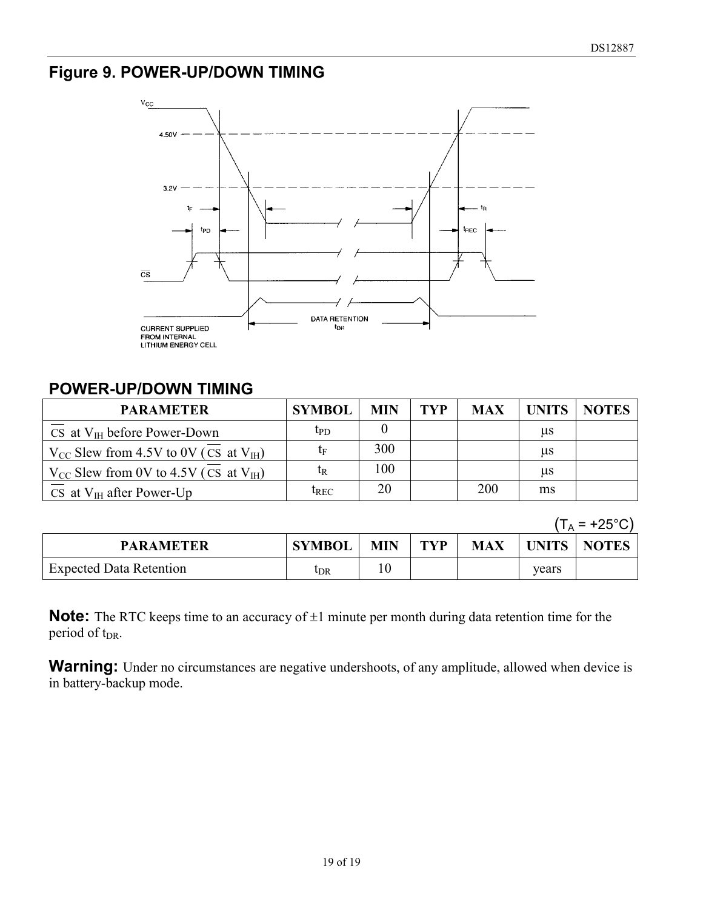## Figure 9. POWER-UP/DOWN TIMING

$V_{CC}$

4.50V

3.2V

$t_F$

$t_R$

$t_{PD}$

$t_{REC}$

$\overline{CS}$

DATA RETENTION

$t_{DR}$

CURRENT SUPPLIED FROM INTERNAL LITHIUM ENERGY CELL

## POWER-UP/DOWN TIMING

| PARAMETER | SYMBOL | MIN | TYP | MAX | UNITS | NOTES |
|---|---|---|---|---|---|---|
| $\overline{CS}$ at $V_{IH}$ before Power-Down | $t_{PD}$ | 0 | | | µs | |
| $V_{CC}$ Slew from 4.5V to 0V ($\overline{CS}$ at $V_{IH}$) | $t_F$ | 300 | | | µs | |
| $V_{CC}$ Slew from 0V to 4.5V ($\overline{CS}$ at $V_{IH}$) | $t_R$ | 100 | | | µs | |
| $\overline{CS}$ at $V_{IH}$ after Power-Up | $t_{REC}$ | 20 | | 200 | ms | |

($T_A$ = +25°C)

| PARAMETER | SYMBOL | MIN | TYP | MAX | UNITS | NOTES |
|---|---|---|---|---|---|---|
| Expected Data Retention | $t_{DR}$ | 10 | | | years | |

**Note:** The RTC keeps time to an accuracy of ±1 minute per month during data retention time for the period of $t_{DR}$.

**Warning:** Under no circumstances are negative undershoots, of any amplitude, allowed when device is in battery-backup mode.